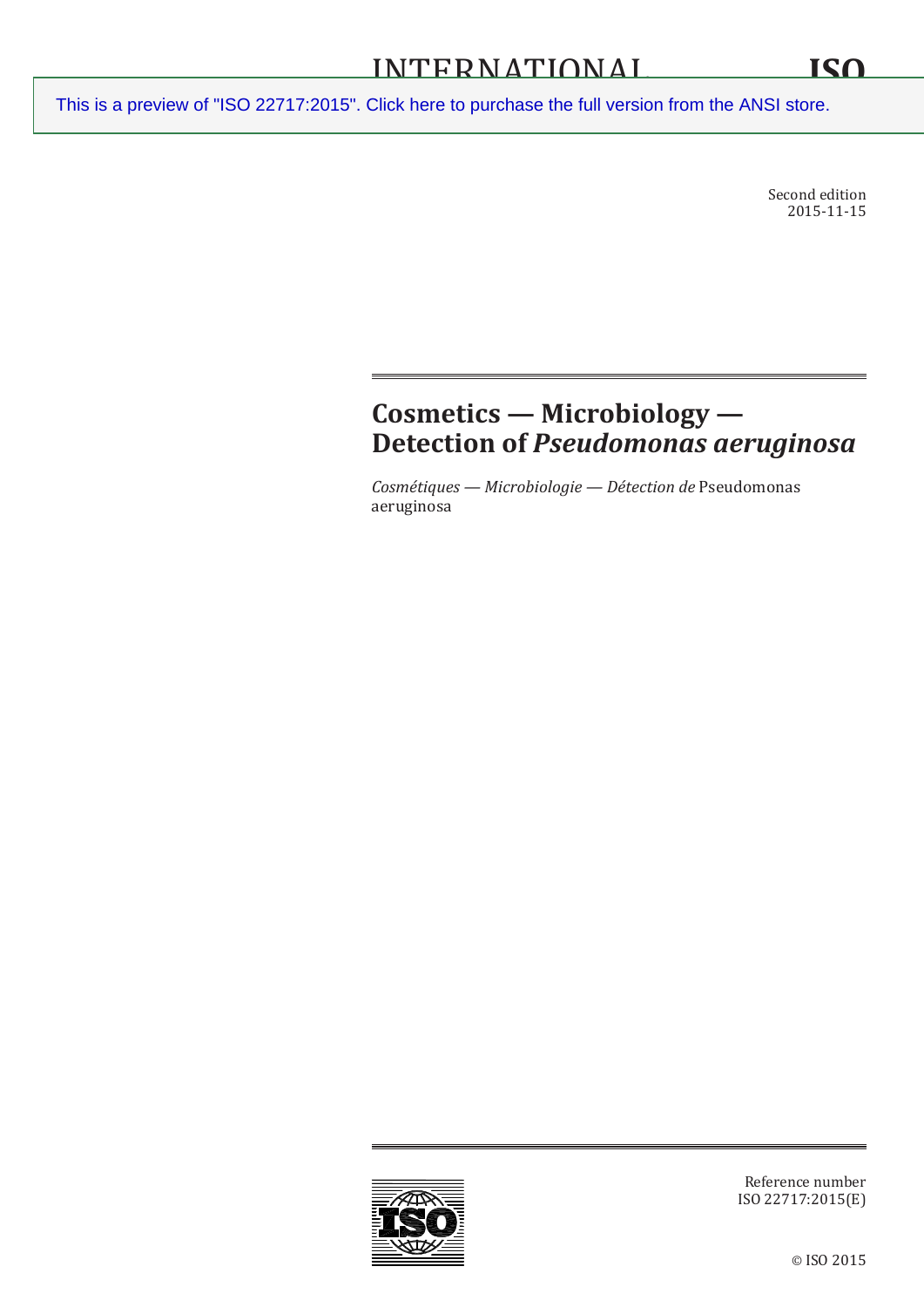INTERNATIONAL STANDARD

ISO 22717

This is a preview of "ISO 22717:2015". Click here to purchase the full version from the ANSI store.

Second edition
2015-11-15

# Cosmetics — Microbiology — Detection of *Pseudomonas aeruginosa*

*Cosmétiques — Microbiologie — Détection de* Pseudomonas aeruginosa

Reference number
ISO 22717:2015(E)

© ISO 2015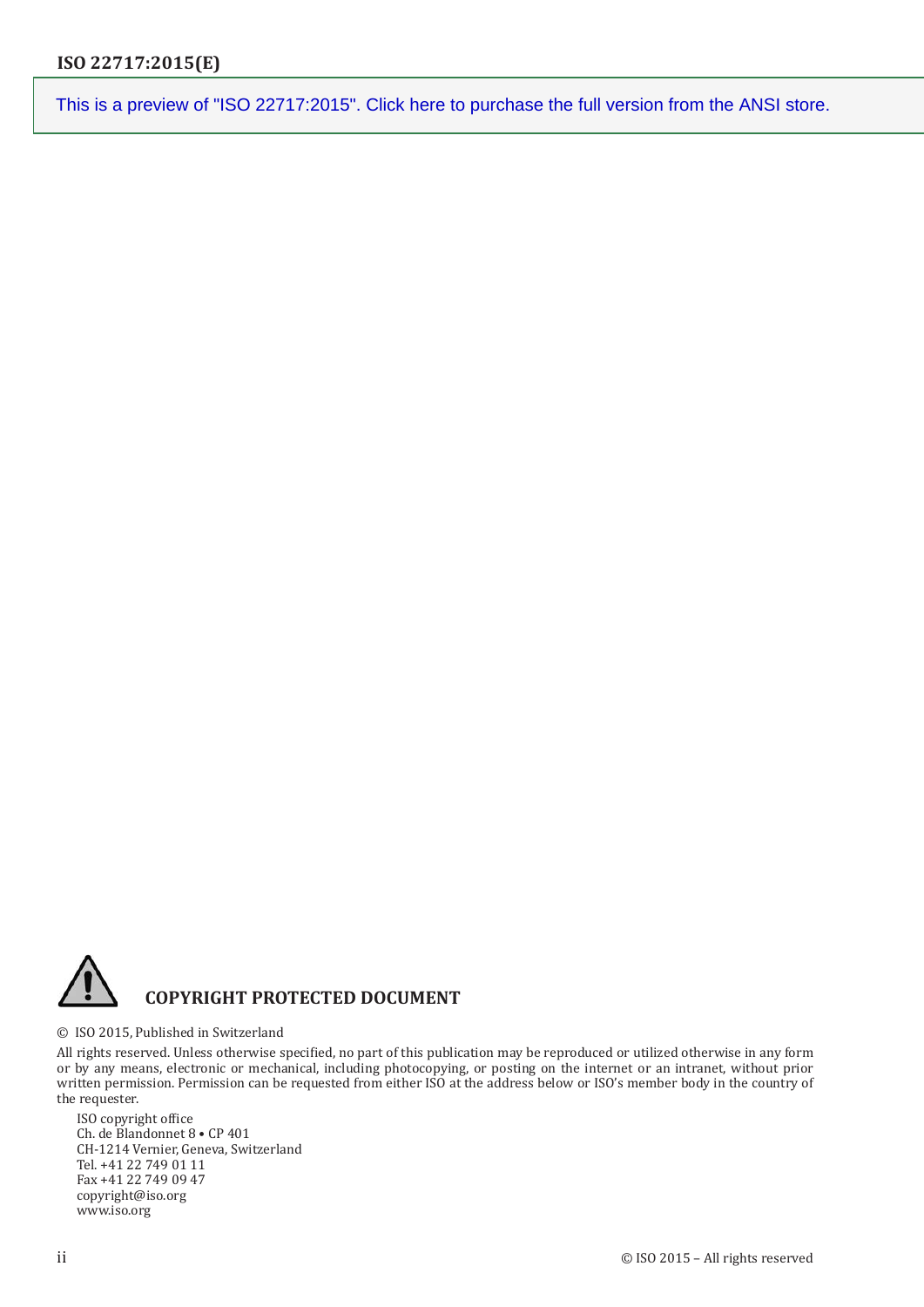This is a preview of "ISO 22717:2015". Click here to purchase the full version from the ANSI store.

**COPYRIGHT PROTECTED DOCUMENT**

© ISO 2015, Published in Switzerland

All rights reserved. Unless otherwise specified, no part of this publication may be reproduced or utilized otherwise in any form or by any means, electronic or mechanical, including photocopying, or posting on the internet or an intranet, without prior written permission. Permission can be requested from either ISO at the address below or ISO's member body in the country of the requester.

ISO copyright office
Ch. de Blandonnet 8 • CP 401
CH-1214 Vernier, Geneva, Switzerland
Tel. +41 22 749 01 11
Fax +41 22 749 09 47
copyright@iso.org
www.iso.org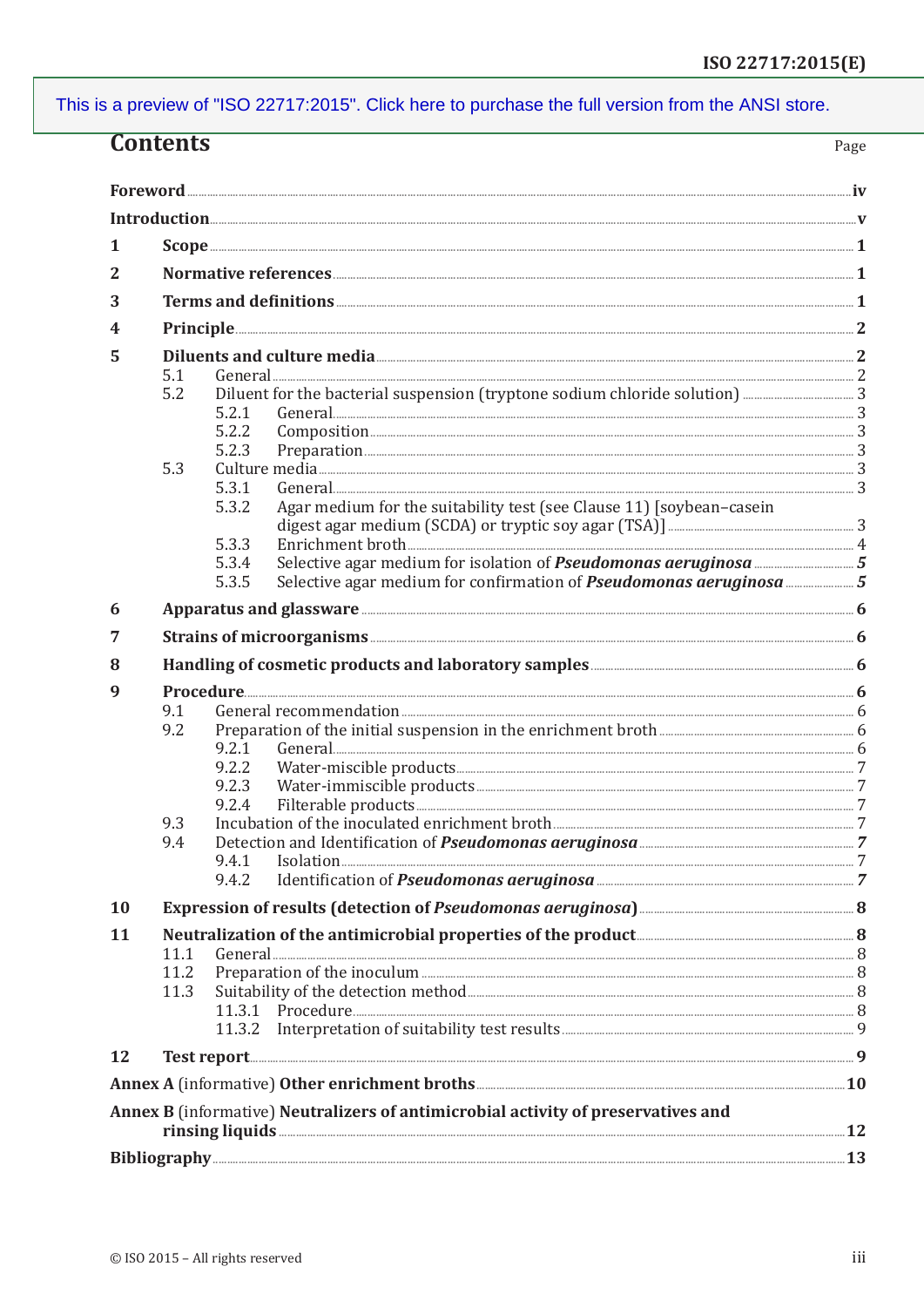# Contents

Page

Foreword ..... iv

Introduction ..... v

1 Scope ..... 1

2 Normative references ..... 1

3 Terms and definitions ..... 1

4 Principle ..... 2

5 Diluents and culture media ..... 2
- 5.1 General ..... 2
- 5.2 Diluent for the bacterial suspension (tryptone sodium chloride solution) ..... 3
  - 5.2.1 General ..... 3
  - 5.2.2 Composition ..... 3
  - 5.2.3 Preparation ..... 3
- 5.3 Culture media ..... 3
  - 5.3.1 General ..... 3
  - 5.3.2 Agar medium for the suitability test (see Clause 11) [soybean–casein digest agar medium (SCDA) or tryptic soy agar (TSA)] ..... 3
  - 5.3.3 Enrichment broth ..... 4
  - 5.3.4 Selective agar medium for isolation of ***Pseudomonas aeruginosa*** ..... 5
  - 5.3.5 Selective agar medium for confirmation of ***Pseudomonas aeruginosa*** ..... 5

6 Apparatus and glassware ..... 6

7 Strains of microorganisms ..... 6

8 Handling of cosmetic products and laboratory samples ..... 6

9 Procedure ..... 6
- 9.1 General recommendation ..... 6
- 9.2 Preparation of the initial suspension in the enrichment broth ..... 6
  - 9.2.1 General ..... 6
  - 9.2.2 Water-miscible products ..... 7
  - 9.2.3 Water-immiscible products ..... 7
  - 9.2.4 Filterable products ..... 7
- 9.3 Incubation of the inoculated enrichment broth ..... 7
- 9.4 Detection and Identification of ***Pseudomonas aeruginosa*** ..... 7
  - 9.4.1 Isolation ..... 7
  - 9.4.2 Identification of ***Pseudomonas aeruginosa*** ..... 7

10 Expression of results (detection of *Pseudomonas aeruginosa*) ..... 8

11 Neutralization of the antimicrobial properties of the product ..... 8
- 11.1 General ..... 8
- 11.2 Preparation of the inoculum ..... 8
- 11.3 Suitability of the detection method ..... 8
  - 11.3.1 Procedure ..... 8
  - 11.3.2 Interpretation of suitability test results ..... 9

12 Test report ..... 9

Annex A (informative) Other enrichment broths ..... 10

Annex B (informative) Neutralizers of antimicrobial activity of preservatives and rinsing liquids ..... 12

Bibliography ..... 13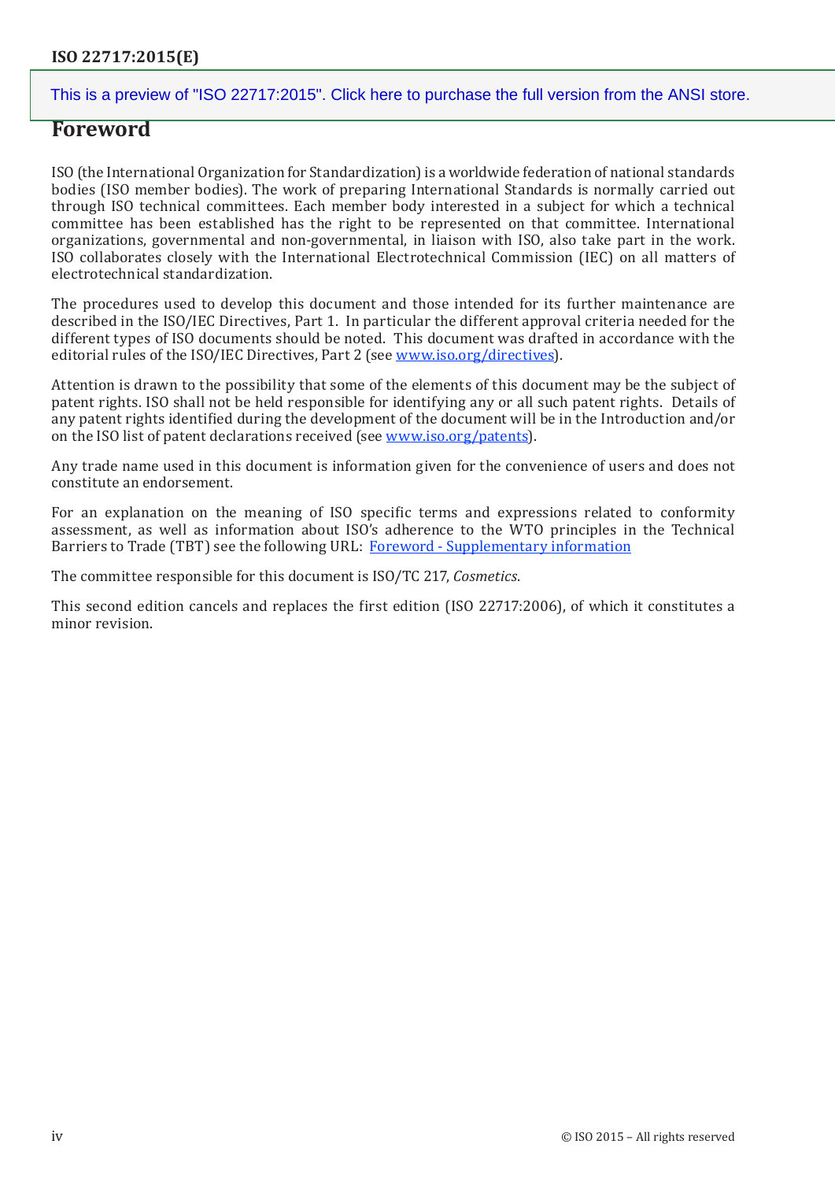# Foreword

ISO (the International Organization for Standardization) is a worldwide federation of national standards bodies (ISO member bodies). The work of preparing International Standards is normally carried out through ISO technical committees. Each member body interested in a subject for which a technical committee has been established has the right to be represented on that committee. International organizations, governmental and non-governmental, in liaison with ISO, also take part in the work. ISO collaborates closely with the International Electrotechnical Commission (IEC) on all matters of electrotechnical standardization.

The procedures used to develop this document and those intended for its further maintenance are described in the ISO/IEC Directives, Part 1. In particular the different approval criteria needed for the different types of ISO documents should be noted. This document was drafted in accordance with the editorial rules of the ISO/IEC Directives, Part 2 (see www.iso.org/directives).

Attention is drawn to the possibility that some of the elements of this document may be the subject of patent rights. ISO shall not be held responsible for identifying any or all such patent rights. Details of any patent rights identified during the development of the document will be in the Introduction and/or on the ISO list of patent declarations received (see www.iso.org/patents).

Any trade name used in this document is information given for the convenience of users and does not constitute an endorsement.

For an explanation on the meaning of ISO specific terms and expressions related to conformity assessment, as well as information about ISO's adherence to the WTO principles in the Technical Barriers to Trade (TBT) see the following URL: Foreword - Supplementary information

The committee responsible for this document is ISO/TC 217, *Cosmetics*.

This second edition cancels and replaces the first edition (ISO 22717:2006), of which it constitutes a minor revision.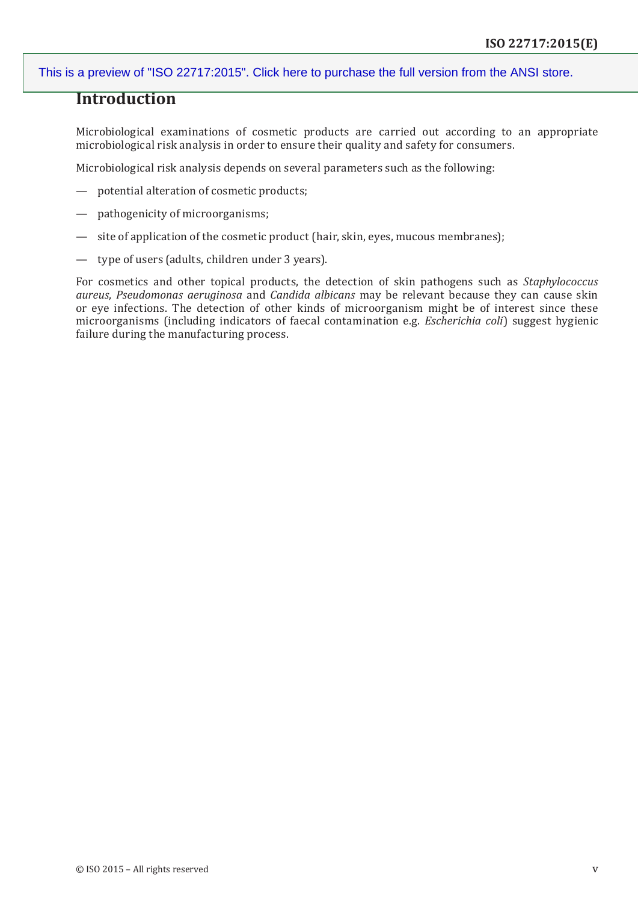# Introduction

Microbiological examinations of cosmetic products are carried out according to an appropriate microbiological risk analysis in order to ensure their quality and safety for consumers.

Microbiological risk analysis depends on several parameters such as the following:

— potential alteration of cosmetic products;

— pathogenicity of microorganisms;

— site of application of the cosmetic product (hair, skin, eyes, mucous membranes);

— type of users (adults, children under 3 years).

For cosmetics and other topical products, the detection of skin pathogens such as *Staphylococcus aureus*, *Pseudomonas aeruginosa* and *Candida albicans* may be relevant because they can cause skin or eye infections. The detection of other kinds of microorganism might be of interest since these microorganisms (including indicators of faecal contamination e.g. *Escherichia coli*) suggest hygienic failure during the manufacturing process.